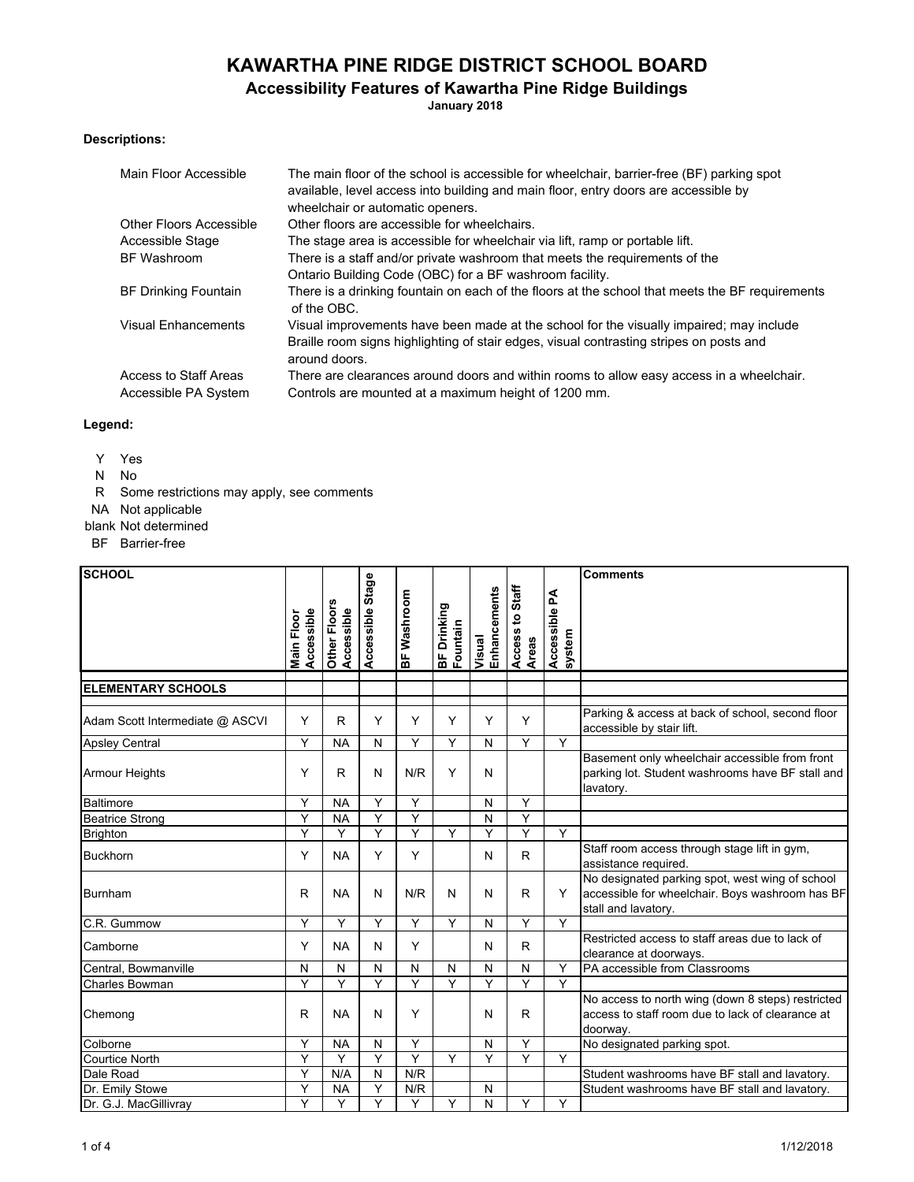# KAWARTHA PINE RIDGE DISTRICT SCHOOL BOARD

## Accessibility Features of Kawartha Pine Ridge Buildings

**January 2018**

**Descriptions:**

| | |
|---|---|
| Main Floor Accessible | The main floor of the school is accessible for wheelchair, barrier-free (BF) parking spot available, level access into building and main floor, entry doors are accessible by wheelchair or automatic openers. |
| Other Floors Accessible | Other floors are accessible for wheelchairs. |
| Accessible Stage | The stage area is accessible for wheelchair via lift, ramp or portable lift. |
| BF Washroom | There is a staff and/or private washroom that meets the requirements of the Ontario Building Code (OBC) for a BF washroom facility. |
| BF Drinking Fountain | There is a drinking fountain on each of the floors at the school that meets the BF requirements of the OBC. |
| Visual Enhancements | Visual improvements have been made at the school for the visually impaired; may include Braille room signs highlighting of stair edges, visual contrasting stripes on posts and around doors. |
| Access to Staff Areas | There are clearances around doors and within rooms to allow easy access in a wheelchair. |
| Accessible PA System | Controls are mounted at a maximum height of 1200 mm. |

**Legend:**

- Y Yes
- N No
- R Some restrictions may apply, see comments
- NA Not applicable
- blank Not determined
- BF Barrier-free

| SCHOOL | Main Floor Accessible | Other Floors Accessible | Accessible Stage | BF Washroom | BF Drinking Fountain | Visual Enhancements | Access to Staff Areas | Accessible PA system | Comments |
|---|---|---|---|---|---|---|---|---|---|
| **ELEMENTARY SCHOOLS** | | | | | | | | | |
| Adam Scott Intermediate @ ASCVI | Y | R | Y | Y | Y | Y | Y | | Parking & access at back of school, second floor accessible by stair lift. |
| Apsley Central | Y | NA | N | Y | Y | N | Y | Y | |
| Armour Heights | Y | R | N | N/R | Y | N | | | Basement only wheelchair accessible from front parking lot. Student washrooms have BF stall and lavatory. |
| Baltimore | Y | NA | Y | Y | | N | Y | | |
| Beatrice Strong | Y | NA | Y | Y | | N | Y | | |
| Brighton | Y | Y | Y | Y | Y | Y | Y | Y | |
| Buckhorn | Y | NA | Y | Y | | N | R | | Staff room access through stage lift in gym, assistance required. |
| Burnham | R | NA | N | N/R | N | N | R | Y | No designated parking spot, west wing of school accessible for wheelchair. Boys washroom has BF stall and lavatory. |
| C.R. Gummow | Y | Y | Y | Y | Y | N | Y | Y | |
| Camborne | Y | NA | N | Y | | N | R | | Restricted access to staff areas due to lack of clearance at doorways. |
| Central, Bowmanville | N | N | N | N | N | N | N | Y | PA accessible from Classrooms |
| Charles Bowman | Y | Y | Y | Y | Y | Y | Y | Y | |
| Chemong | R | NA | N | Y | | N | R | | No access to north wing (down 8 steps) restricted access to staff room due to lack of clearance at doorway. |
| Colborne | Y | NA | N | Y | | N | Y | | No designated parking spot. |
| Courtice North | Y | Y | Y | Y | Y | Y | Y | Y | |
| Dale Road | Y | N/A | N | N/R | | | | | Student washrooms have BF stall and lavatory. |
| Dr. Emily Stowe | Y | NA | Y | N/R | | N | | | Student washrooms have BF stall and lavatory. |
| Dr. G.J. MacGillivray | Y | Y | Y | Y | Y | N | Y | Y | |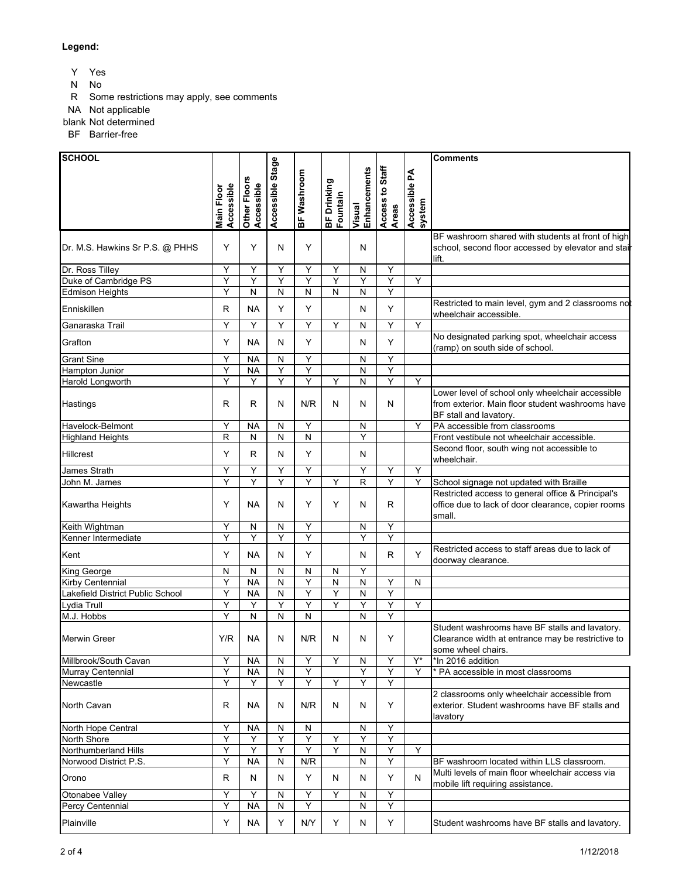**Legend:**

- Y Yes
- N No
- R Some restrictions may apply, see comments
- NA Not applicable
- blank Not determined
- BF Barrier-free

| SCHOOL | Main Floor Accessible | Other Floors Accessible | Accessible Stage | BF Washroom | BF Drinking Fountain | Visual Enhancements | Access to Staff Areas | Accessible PA system | Comments |
|---|---|---|---|---|---|---|---|---|---|
| Dr. M.S. Hawkins Sr P.S. @ PHHS | Y | Y | N | Y | | N | | | BF washroom shared with students at front of high school, second floor accessed by elevator and stair lift. |
| Dr. Ross Tilley | Y | Y | Y | Y | Y | N | Y | | |
| Duke of Cambridge PS | Y | Y | Y | Y | Y | Y | Y | Y | |
| Edmison Heights | Y | N | N | N | N | N | Y | | |
| Enniskillen | R | NA | Y | Y | | N | Y | | Restricted to main level, gym and 2 classrooms not wheelchair accessible. |
| Ganaraska Trail | Y | Y | Y | Y | Y | N | Y | Y | |
| Grafton | Y | NA | N | Y | | N | Y | | No designated parking spot, wheelchair access (ramp) on south side of school. |
| Grant Sine | Y | NA | N | Y | | N | Y | | |
| Hampton Junior | Y | NA | Y | Y | | N | Y | | |
| Harold Longworth | Y | Y | Y | Y | Y | N | Y | Y | |
| Hastings | R | R | N | N/R | N | N | N | | Lower level of school only wheelchair accessible from exterior. Main floor student washrooms have BF stall and lavatory. |
| Havelock-Belmont | Y | NA | N | Y | | N | | Y | PA accessible from classrooms |
| Highland Heights | R | N | N | N | | Y | | | Front vestibule not wheelchair accessible. |
| Hillcrest | Y | R | N | Y | | N | | | Second floor, south wing not accessible to wheelchair. |
| James Strath | Y | Y | Y | Y | | Y | Y | Y | |
| John M. James | Y | Y | Y | Y | Y | R | Y | Y | School signage not updated with Braille |
| Kawartha Heights | Y | NA | N | Y | Y | N | R | | Restricted access to general office & Principal's office due to lack of door clearance, copier rooms small. |
| Keith Wightman | Y | N | N | Y | | N | Y | | |
| Kenner Intermediate | Y | Y | Y | Y | | Y | Y | | |
| Kent | Y | NA | N | Y | | N | R | Y | Restricted access to staff areas due to lack of doorway clearance. |
| King George | N | N | N | N | N | Y | | | |
| Kirby Centennial | Y | NA | N | Y | N | N | Y | N | |
| Lakefield District Public School | Y | NA | N | Y | Y | N | Y | | |
| Lydia Trull | Y | Y | Y | Y | Y | Y | Y | Y | |
| M.J. Hobbs | Y | N | N | N | | N | Y | | |
| Merwin Greer | Y/R | NA | N | N/R | N | N | Y | | Student washrooms have BF stalls and lavatory. Clearance width at entrance may be restrictive to some wheel chairs. |
| Millbrook/South Cavan | Y | NA | N | Y | Y | N | Y | Y* | *In 2016 addition |
| Murray Centennial | Y | NA | N | Y | | Y | Y | Y | * PA accessible in most classrooms |
| Newcastle | Y | Y | Y | Y | Y | Y | Y | | |
| North Cavan | R | NA | N | N/R | N | N | Y | | 2 classrooms only wheelchair accessible from exterior. Student washrooms have BF stalls and lavatory |
| North Hope Central | Y | NA | N | N | | N | Y | | |
| North Shore | Y | Y | Y | Y | Y | Y | Y | | |
| Northumberland Hills | Y | Y | Y | Y | Y | N | Y | Y | |
| Norwood District P.S. | Y | NA | N | N/R | | N | Y | | BF washroom located within LLS classroom. |
| Orono | R | N | N | Y | N | N | Y | N | Multi levels of main floor wheelchair access via mobile lift requiring assistance. |
| Otonabee Valley | Y | Y | N | Y | Y | N | Y | | |
| Percy Centennial | Y | NA | N | Y | | N | Y | | |
| Plainville | Y | NA | Y | N/Y | Y | N | Y | | Student washrooms have BF stalls and lavatory. |

1/12/2018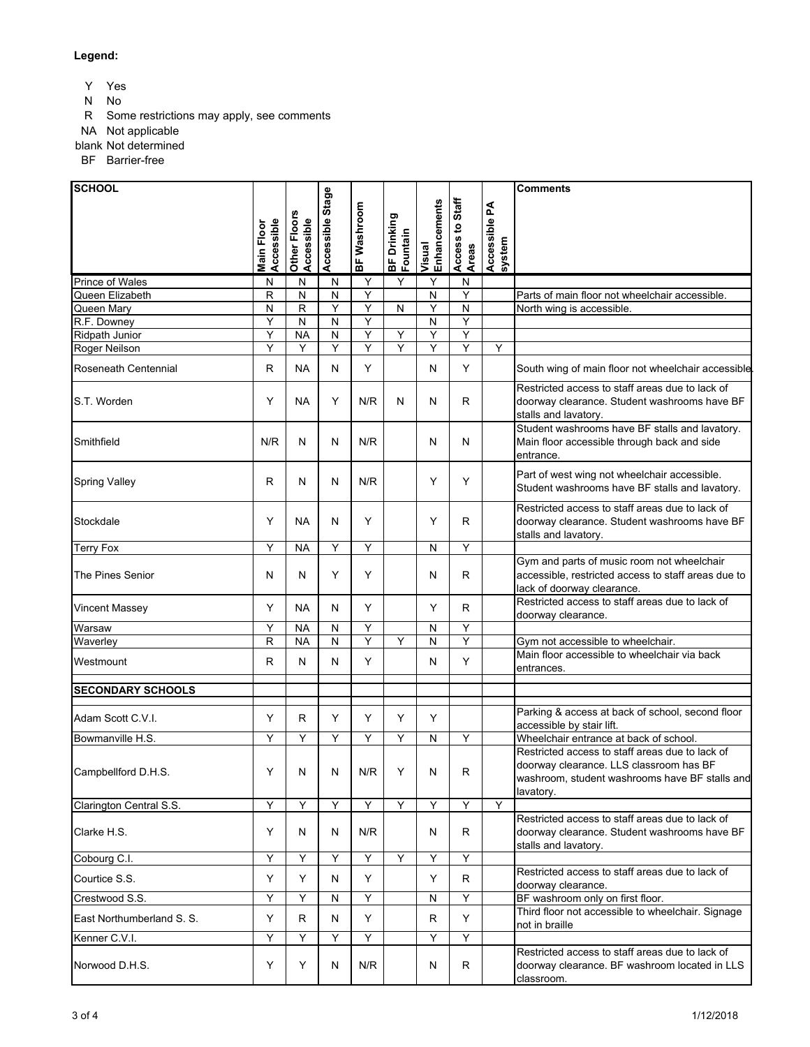**Legend:**

- Y Yes
- N No
- R Some restrictions may apply, see comments
- NA Not applicable
- blank Not determined
- BF Barrier-free

| SCHOOL | Main Floor Accessible | Other Floors Accessible | Accessible Stage | BF Washroom | BF Drinking Fountain | Visual Enhancements | Access to Staff Areas | Accessible PA system | Comments |
|---|---|---|---|---|---|---|---|---|---|
| Prince of Wales | N | N | N | Y | Y | Y | N | | |
| Queen Elizabeth | R | N | N | Y | | N | Y | | Parts of main floor not wheelchair accessible. |
| Queen Mary | N | R | Y | Y | N | Y | N | | North wing is accessible. |
| R.F. Downey | Y | N | N | Y | | N | Y | | |
| Ridpath Junior | Y | NA | N | Y | Y | Y | Y | | |
| Roger Neilson | Y | Y | Y | Y | Y | Y | Y | Y | |
| Roseneath Centennial | R | NA | N | Y | | N | Y | | South wing of main floor not wheelchair accessible. |
| S.T. Worden | Y | NA | Y | N/R | N | N | R | | Restricted access to staff areas due to lack of doorway clearance. Student washrooms have BF stalls and lavatory. |
| Smithfield | N/R | N | N | N/R | | N | N | | Student washrooms have BF stalls and lavatory. Main floor accessible through back and side entrance. |
| Spring Valley | R | N | N | N/R | | Y | Y | | Part of west wing not wheelchair accessible. Student washrooms have BF stalls and lavatory. |
| Stockdale | Y | NA | N | Y | | Y | R | | Restricted access to staff areas due to lack of doorway clearance. Student washrooms have BF stalls and lavatory. |
| Terry Fox | Y | NA | Y | Y | | N | Y | | |
| The Pines Senior | N | N | Y | Y | | N | R | | Gym and parts of music room not wheelchair accessible, restricted access to staff areas due to lack of doorway clearance. |
| Vincent Massey | Y | NA | N | Y | | Y | R | | Restricted access to staff areas due to lack of doorway clearance. |
| Warsaw | Y | NA | N | Y | | N | Y | | |
| Waverley | R | NA | N | Y | Y | N | Y | | Gym not accessible to wheelchair. |
| Westmount | R | N | N | Y | | N | Y | | Main floor accessible to wheelchair via back entrances. |
| | | | | | | | | | |
| **SECONDARY SCHOOLS** | | | | | | | | | |
| | | | | | | | | | |
| Adam Scott C.V.I. | Y | R | Y | Y | Y | Y | | | Parking & access at back of school, second floor accessible by stair lift. |
| Bowmanville H.S. | Y | Y | Y | Y | Y | N | Y | | Wheelchair entrance at back of school. |
| Campbellford D.H.S. | Y | N | N | N/R | Y | N | R | | Restricted access to staff areas due to lack of doorway clearance. LLS classroom has BF washroom, student washrooms have BF stalls and lavatory. |
| Clarington Central S.S. | Y | Y | Y | Y | Y | Y | Y | Y | |
| Clarke H.S. | Y | N | N | N/R | | N | R | | Restricted access to staff areas due to lack of doorway clearance. Student washrooms have BF stalls and lavatory. |
| Cobourg C.I. | Y | Y | Y | Y | Y | Y | Y | | |
| Courtice S.S. | Y | Y | N | Y | | Y | R | | Restricted access to staff areas due to lack of doorway clearance. |
| Crestwood S.S. | Y | Y | N | Y | | N | Y | | BF washroom only on first floor. |
| East Northumberland S. S. | Y | R | N | Y | | R | Y | | Third floor not accessible to wheelchair. Signage not in braille |
| Kenner C.V.I. | Y | Y | Y | Y | | Y | Y | | |
| Norwood D.H.S. | Y | Y | N | N/R | | N | R | | Restricted access to staff areas due to lack of doorway clearance. BF washroom located in LLS classroom. |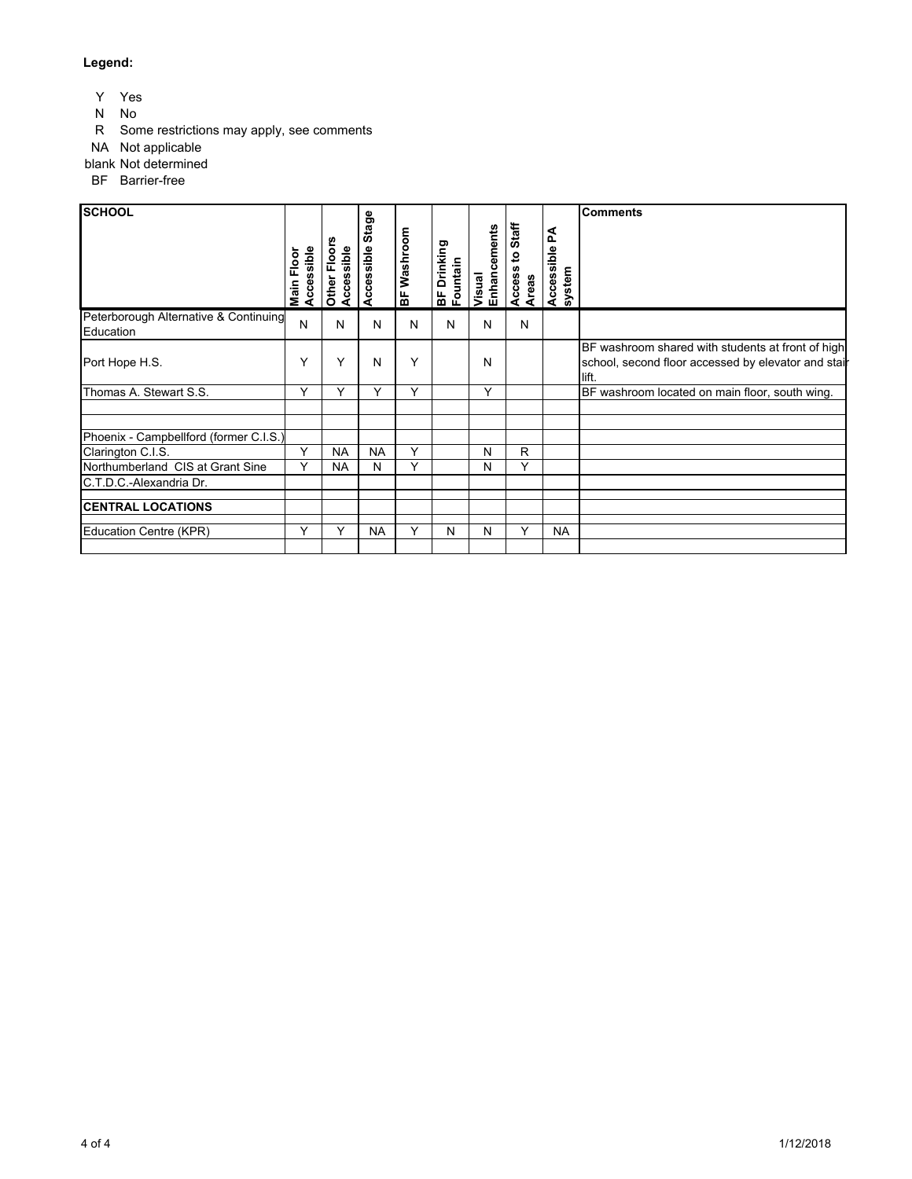**Legend:**

- Y Yes
- N No
- R Some restrictions may apply, see comments
- NA Not applicable
- blank Not determined
- BF Barrier-free

| SCHOOL | Main Floor Accessible | Other Floors Accessible | Accessible Stage | BF Washroom | BF Drinking Fountain | Visual Enhancements | Access to Staff Areas | Accessible PA system | Comments |
|---|---|---|---|---|---|---|---|---|---|
| Peterborough Alternative & Continuing Education | N | N | N | N | N | N | N | | |
| Port Hope H.S. | Y | Y | N | Y | | N | | | BF washroom shared with students at front of high school, second floor accessed by elevator and stair lift. |
| Thomas A. Stewart S.S. | Y | Y | Y | Y | | Y | | | BF washroom located on main floor, south wing. |
| | | | | | | | | | |
| | | | | | | | | | |
| Phoenix - Campbellford (former C.I.S.) | | | | | | | | | |
| Clarington C.I.S. | Y | NA | NA | Y | | N | R | | |
| Northumberland CIS at Grant Sine | Y | NA | N | Y | | N | Y | | |
| C.T.D.C.-Alexandria Dr. | | | | | | | | | |
| | | | | | | | | | |
| **CENTRAL LOCATIONS** | | | | | | | | | |
| | | | | | | | | | |
| Education Centre (KPR) | Y | Y | NA | Y | N | N | Y | NA | |
| | | | | | | | | | |